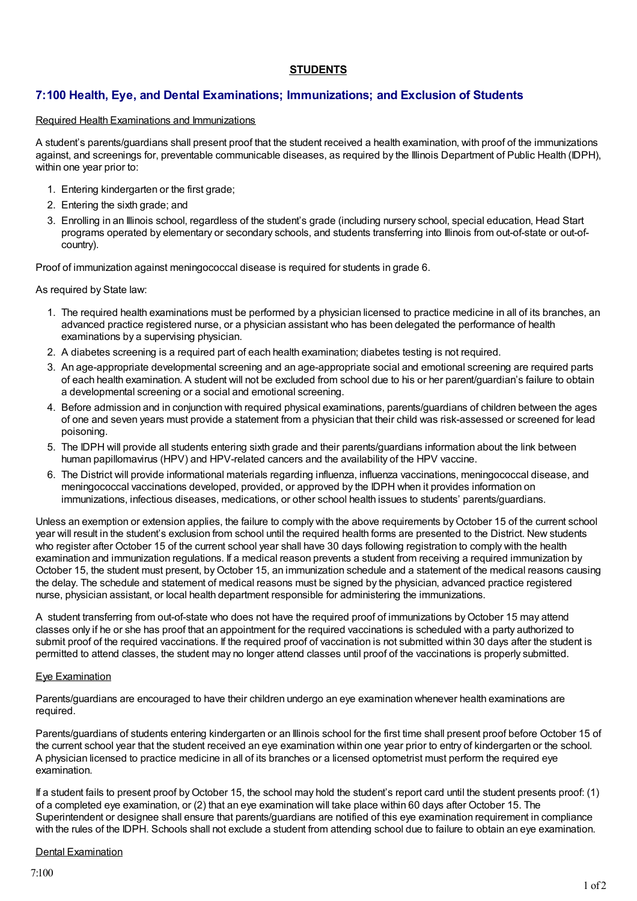## STUDENTS

## 7:100 Health, Eye, and Dental Examinations; Immunizations; and Exclusion of Students

Required Health Examinations and Immunizations

A student's parents/guardians shall present proof that the student received a health examination, with proof of the immunizations against, and screenings for, preventable communicable diseases, as required by the Illinois Department of Public Health (IDPH), within one year prior to:

1. Entering kindergarten or the first grade;
2. Entering the sixth grade; and
3. Enrolling in an Illinois school, regardless of the student's grade (including nursery school, special education, Head Start programs operated by elementary or secondary schools, and students transferring into Illinois from out-of-state or out-of-country).

Proof of immunization against meningococcal disease is required for students in grade 6.

As required by State law:

1. The required health examinations must be performed by a physician licensed to practice medicine in all of its branches, an advanced practice registered nurse, or a physician assistant who has been delegated the performance of health examinations by a supervising physician.
2. A diabetes screening is a required part of each health examination; diabetes testing is not required.
3. An age-appropriate developmental screening and an age-appropriate social and emotional screening are required parts of each health examination. A student will not be excluded from school due to his or her parent/guardian's failure to obtain a developmental screening or a social and emotional screening.
4. Before admission and in conjunction with required physical examinations, parents/guardians of children between the ages of one and seven years must provide a statement from a physician that their child was risk-assessed or screened for lead poisoning.
5. The IDPH will provide all students entering sixth grade and their parents/guardians information about the link between human papillomavirus (HPV) and HPV-related cancers and the availability of the HPV vaccine.
6. The District will provide informational materials regarding influenza, influenza vaccinations, meningococcal disease, and meningococcal vaccinations developed, provided, or approved by the IDPH when it provides information on immunizations, infectious diseases, medications, or other school health issues to students' parents/guardians.

Unless an exemption or extension applies, the failure to comply with the above requirements by October 15 of the current school year will result in the student's exclusion from school until the required health forms are presented to the District. New students who register after October 15 of the current school year shall have 30 days following registration to comply with the health examination and immunization regulations. If a medical reason prevents a student from receiving a required immunization by October 15, the student must present, by October 15, an immunization schedule and a statement of the medical reasons causing the delay. The schedule and statement of medical reasons must be signed by the physician, advanced practice registered nurse, physician assistant, or local health department responsible for administering the immunizations.

A student transferring from out-of-state who does not have the required proof of immunizations by October 15 may attend classes only if he or she has proof that an appointment for the required vaccinations is scheduled with a party authorized to submit proof of the required vaccinations. If the required proof of vaccination is not submitted within 30 days after the student is permitted to attend classes, the student may no longer attend classes until proof of the vaccinations is properly submitted.

Eye Examination

Parents/guardians are encouraged to have their children undergo an eye examination whenever health examinations are required.

Parents/guardians of students entering kindergarten or an Illinois school for the first time shall present proof before October 15 of the current school year that the student received an eye examination within one year prior to entry of kindergarten or the school. A physician licensed to practice medicine in all of its branches or a licensed optometrist must perform the required eye examination.

If a student fails to present proof by October 15, the school may hold the student's report card until the student presents proof: (1) of a completed eye examination, or (2) that an eye examination will take place within 60 days after October 15. The Superintendent or designee shall ensure that parents/guardians are notified of this eye examination requirement in compliance with the rules of the IDPH. Schools shall not exclude a student from attending school due to failure to obtain an eye examination.

Dental Examination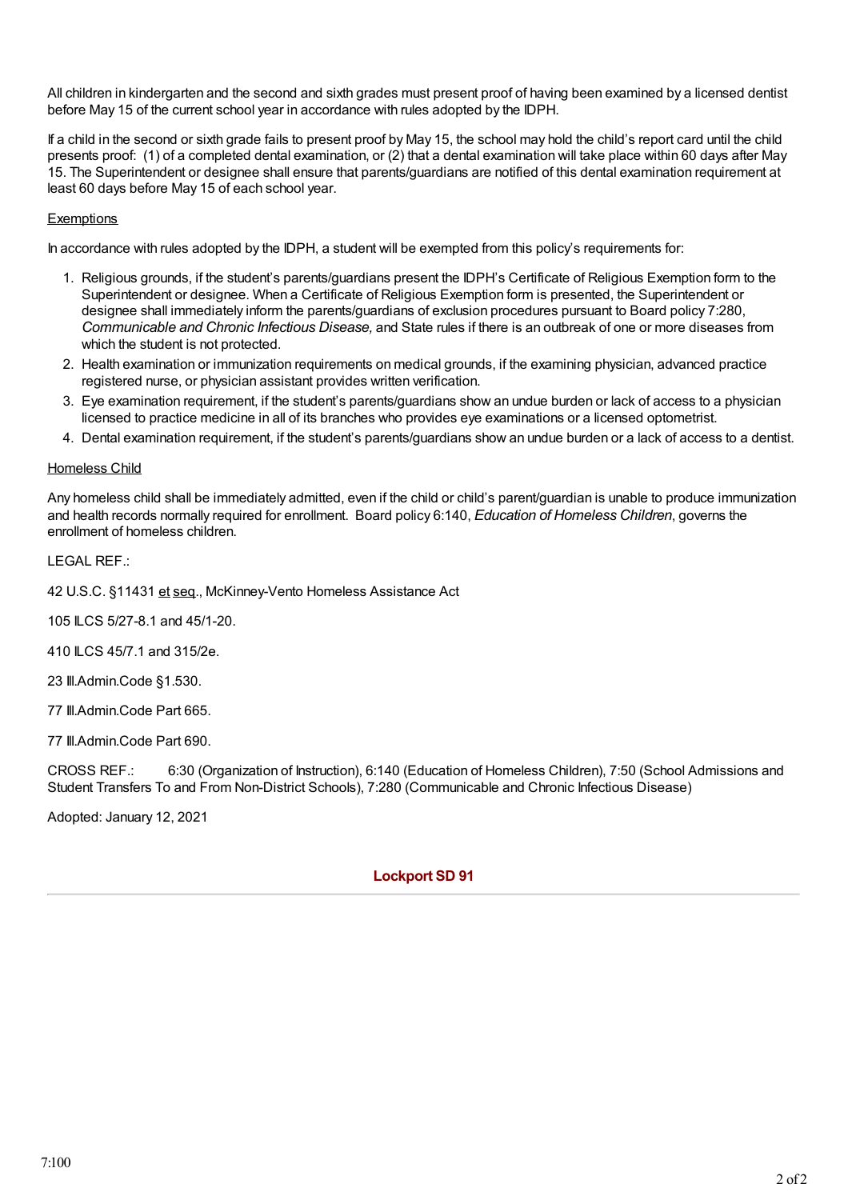All children in kindergarten and the second and sixth grades must present proof of having been examined by a licensed dentist before May 15 of the current school year in accordance with rules adopted by the IDPH.

If a child in the second or sixth grade fails to present proof by May 15, the school may hold the child's report card until the child presents proof: (1) of a completed dental examination, or (2) that a dental examination will take place within 60 days after May 15. The Superintendent or designee shall ensure that parents/guardians are notified of this dental examination requirement at least 60 days before May 15 of each school year.

Exemptions

In accordance with rules adopted by the IDPH, a student will be exempted from this policy's requirements for:

1. Religious grounds, if the student's parents/guardians present the IDPH's Certificate of Religious Exemption form to the Superintendent or designee. When a Certificate of Religious Exemption form is presented, the Superintendent or designee shall immediately inform the parents/guardians of exclusion procedures pursuant to Board policy 7:280, *Communicable and Chronic Infectious Disease,* and State rules if there is an outbreak of one or more diseases from which the student is not protected.
2. Health examination or immunization requirements on medical grounds, if the examining physician, advanced practice registered nurse, or physician assistant provides written verification.
3. Eye examination requirement, if the student's parents/guardians show an undue burden or lack of access to a physician licensed to practice medicine in all of its branches who provides eye examinations or a licensed optometrist.
4. Dental examination requirement, if the student's parents/guardians show an undue burden or a lack of access to a dentist.

Homeless Child

Any homeless child shall be immediately admitted, even if the child or child's parent/guardian is unable to produce immunization and health records normally required for enrollment. Board policy 6:140, *Education of Homeless Children*, governs the enrollment of homeless children.

LEGAL REF.:

42 U.S.C. §11431 et seq., McKinney-Vento Homeless Assistance Act

105 ILCS 5/27-8.1 and 45/1-20.

410 ILCS 45/7.1 and 315/2e.

23 Ill.Admin.Code §1.530.

77 Ill.Admin.Code Part 665.

77 Ill.Admin.Code Part 690.

CROSS REF.: 6:30 (Organization of Instruction), 6:140 (Education of Homeless Children), 7:50 (School Admissions and Student Transfers To and From Non-District Schools), 7:280 (Communicable and Chronic Infectious Disease)

Adopted: January 12, 2021

**Lockport SD 91**